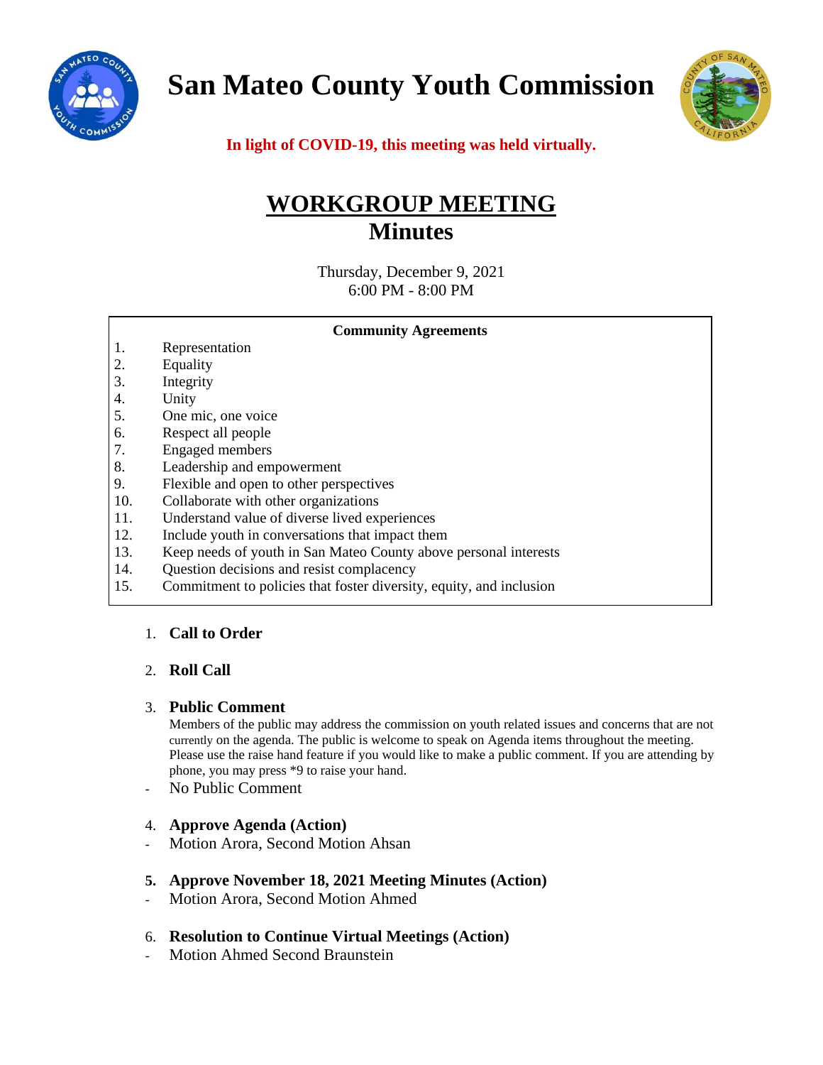# San Mateo County Youth Commission

**In light of COVID-19, this meeting was held virtually.**

## WORKGROUP MEETING
## Minutes

Thursday, December 9, 2021
6:00 PM - 8:00 PM

**Community Agreements**

1. Representation
2. Equality
3. Integrity
4. Unity
5. One mic, one voice
6. Respect all people
7. Engaged members
8. Leadership and empowerment
9. Flexible and open to other perspectives
10. Collaborate with other organizations
11. Understand value of diverse lived experiences
12. Include youth in conversations that impact them
13. Keep needs of youth in San Mateo County above personal interests
14. Question decisions and resist complacency
15. Commitment to policies that foster diversity, equity, and inclusion

1. **Call to Order**

2. **Roll Call**

3. **Public Comment**
   Members of the public may address the commission on youth related issues and concerns that are not currently on the agenda. The public is welcome to speak on Agenda items throughout the meeting. Please use the raise hand feature if you would like to make a public comment. If you are attending by phone, you may press *9 to raise your hand.
   - No Public Comment

4. **Approve Agenda (Action)**
   - Motion Arora, Second Motion Ahsan

5. **Approve November 18, 2021 Meeting Minutes (Action)**
   - Motion Arora, Second Motion Ahmed

6. **Resolution to Continue Virtual Meetings (Action)**
   - Motion Ahmed Second Braunstein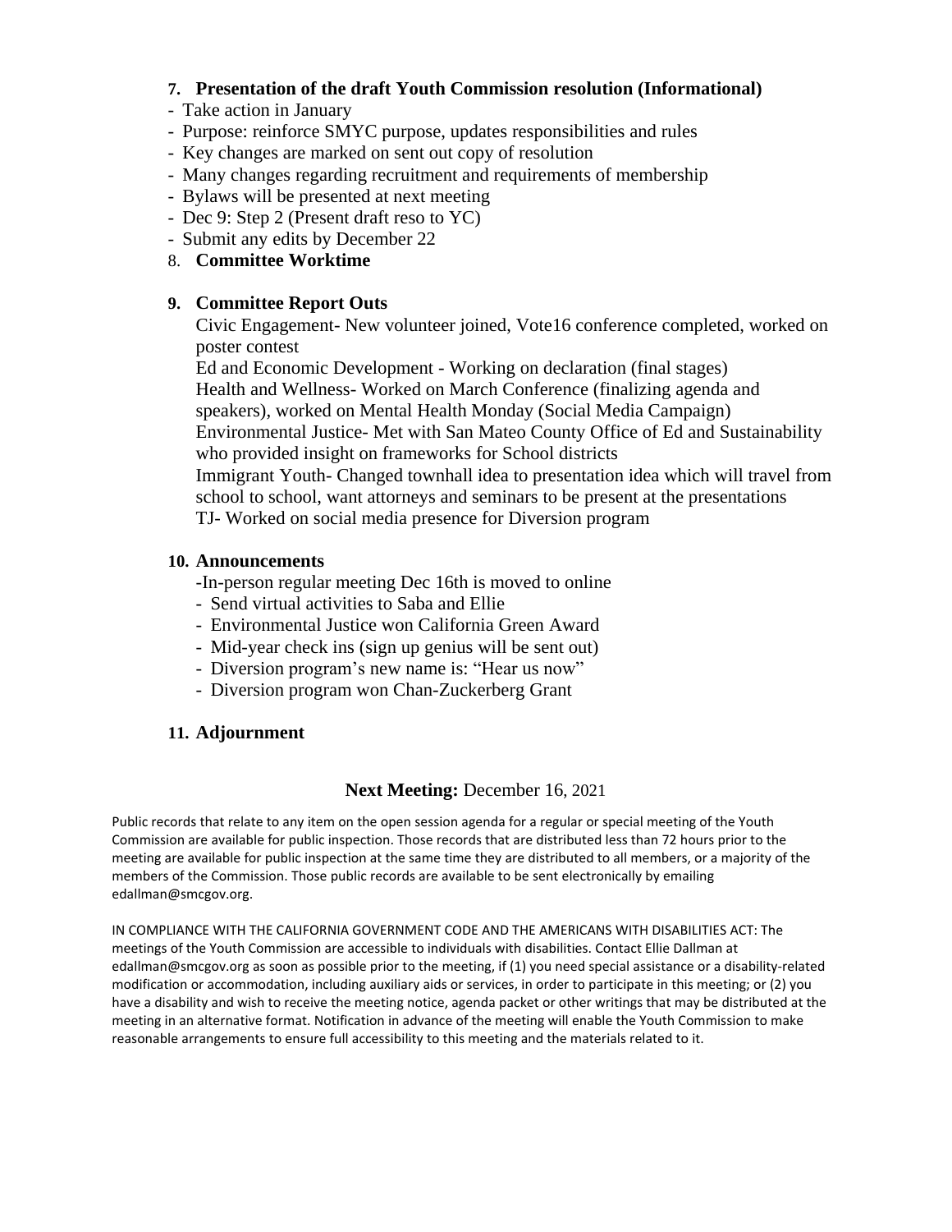7. **Presentation of the draft Youth Commission resolution (Informational)**
- Take action in January
- Purpose: reinforce SMYC purpose, updates responsibilities and rules
- Key changes are marked on sent out copy of resolution
- Many changes regarding recruitment and requirements of membership
- Bylaws will be presented at next meeting
- Dec 9: Step 2 (Present draft reso to YC)
- Submit any edits by December 22

8. **Committee Worktime**

9. **Committee Report Outs**

   Civic Engagement- New volunteer joined, Vote16 conference completed, worked on poster contest
   Ed and Economic Development - Working on declaration (final stages)
   Health and Wellness- Worked on March Conference (finalizing agenda and speakers), worked on Mental Health Monday (Social Media Campaign)
   Environmental Justice- Met with San Mateo County Office of Ed and Sustainability who provided insight on frameworks for School districts
   Immigrant Youth- Changed townhall idea to presentation idea which will travel from school to school, want attorneys and seminars to be present at the presentations
   TJ- Worked on social media presence for Diversion program

10. **Announcements**

   -In-person regular meeting Dec 16th is moved to online
   - Send virtual activities to Saba and Ellie
   - Environmental Justice won California Green Award
   - Mid-year check ins (sign up genius will be sent out)
   - Diversion program's new name is: "Hear us now"
   - Diversion program won Chan-Zuckerberg Grant

11. **Adjournment**

**Next Meeting:** December 16, 2021

Public records that relate to any item on the open session agenda for a regular or special meeting of the Youth Commission are available for public inspection. Those records that are distributed less than 72 hours prior to the meeting are available for public inspection at the same time they are distributed to all members, or a majority of the members of the Commission. Those public records are available to be sent electronically by emailing edallman@smcgov.org.

IN COMPLIANCE WITH THE CALIFORNIA GOVERNMENT CODE AND THE AMERICANS WITH DISABILITIES ACT: The meetings of the Youth Commission are accessible to individuals with disabilities. Contact Ellie Dallman at edallman@smcgov.org as soon as possible prior to the meeting, if (1) you need special assistance or a disability-related modification or accommodation, including auxiliary aids or services, in order to participate in this meeting; or (2) you have a disability and wish to receive the meeting notice, agenda packet or other writings that may be distributed at the meeting in an alternative format. Notification in advance of the meeting will enable the Youth Commission to make reasonable arrangements to ensure full accessibility to this meeting and the materials related to it.